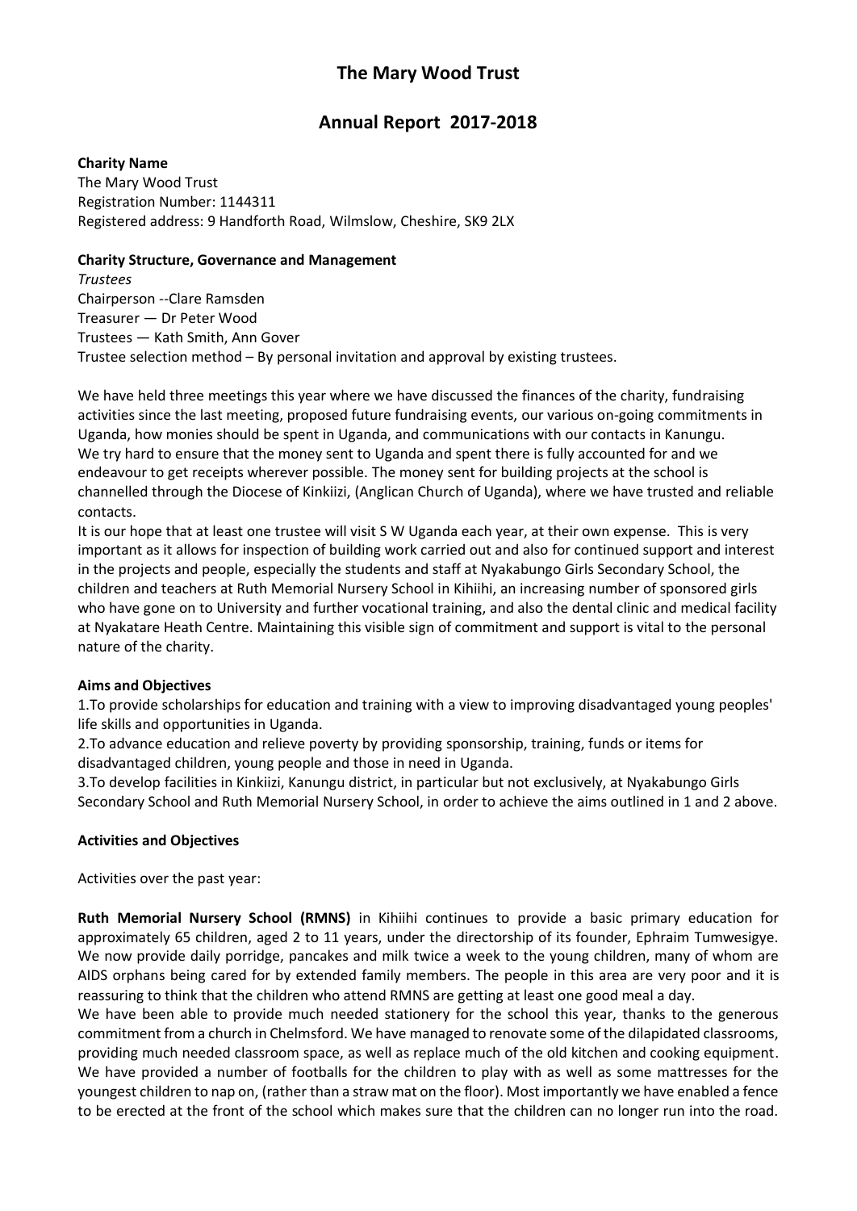# The Mary Wood Trust

## Annual Report 2017-2018

**Charity Name**
The Mary Wood Trust
Registration Number: 1144311
Registered address: 9 Handforth Road, Wilmslow, Cheshire, SK9 2LX

**Charity Structure, Governance and Management**
*Trustees*
Chairperson --Clare Ramsden
Treasurer — Dr Peter Wood
Trustees — Kath Smith, Ann Gover
Trustee selection method – By personal invitation and approval by existing trustees.

We have held three meetings this year where we have discussed the finances of the charity, fundraising activities since the last meeting, proposed future fundraising events, our various on-going commitments in Uganda, how monies should be spent in Uganda, and communications with our contacts in Kanungu.
We try hard to ensure that the money sent to Uganda and spent there is fully accounted for and we endeavour to get receipts wherever possible. The money sent for building projects at the school is channelled through the Diocese of Kinkiizi, (Anglican Church of Uganda), where we have trusted and reliable contacts.
It is our hope that at least one trustee will visit S W Uganda each year, at their own expense. This is very important as it allows for inspection of building work carried out and also for continued support and interest in the projects and people, especially the students and staff at Nyakabungo Girls Secondary School, the children and teachers at Ruth Memorial Nursery School in Kihiihi, an increasing number of sponsored girls who have gone on to University and further vocational training, and also the dental clinic and medical facility at Nyakatare Heath Centre. Maintaining this visible sign of commitment and support is vital to the personal nature of the charity.

**Aims and Objectives**
1.To provide scholarships for education and training with a view to improving disadvantaged young peoples' life skills and opportunities in Uganda.
2.To advance education and relieve poverty by providing sponsorship, training, funds or items for disadvantaged children, young people and those in need in Uganda.
3.To develop facilities in Kinkiizi, Kanungu district, in particular but not exclusively, at Nyakabungo Girls Secondary School and Ruth Memorial Nursery School, in order to achieve the aims outlined in 1 and 2 above.

**Activities and Objectives**

Activities over the past year:

**Ruth Memorial Nursery School (RMNS)** in Kihiihi continues to provide a basic primary education for approximately 65 children, aged 2 to 11 years, under the directorship of its founder, Ephraim Tumwesigye. We now provide daily porridge, pancakes and milk twice a week to the young children, many of whom are AIDS orphans being cared for by extended family members. The people in this area are very poor and it is reassuring to think that the children who attend RMNS are getting at least one good meal a day.
We have been able to provide much needed stationery for the school this year, thanks to the generous commitment from a church in Chelmsford. We have managed to renovate some of the dilapidated classrooms, providing much needed classroom space, as well as replace much of the old kitchen and cooking equipment. We have provided a number of footballs for the children to play with as well as some mattresses for the youngest children to nap on, (rather than a straw mat on the floor). Most importantly we have enabled a fence to be erected at the front of the school which makes sure that the children can no longer run into the road.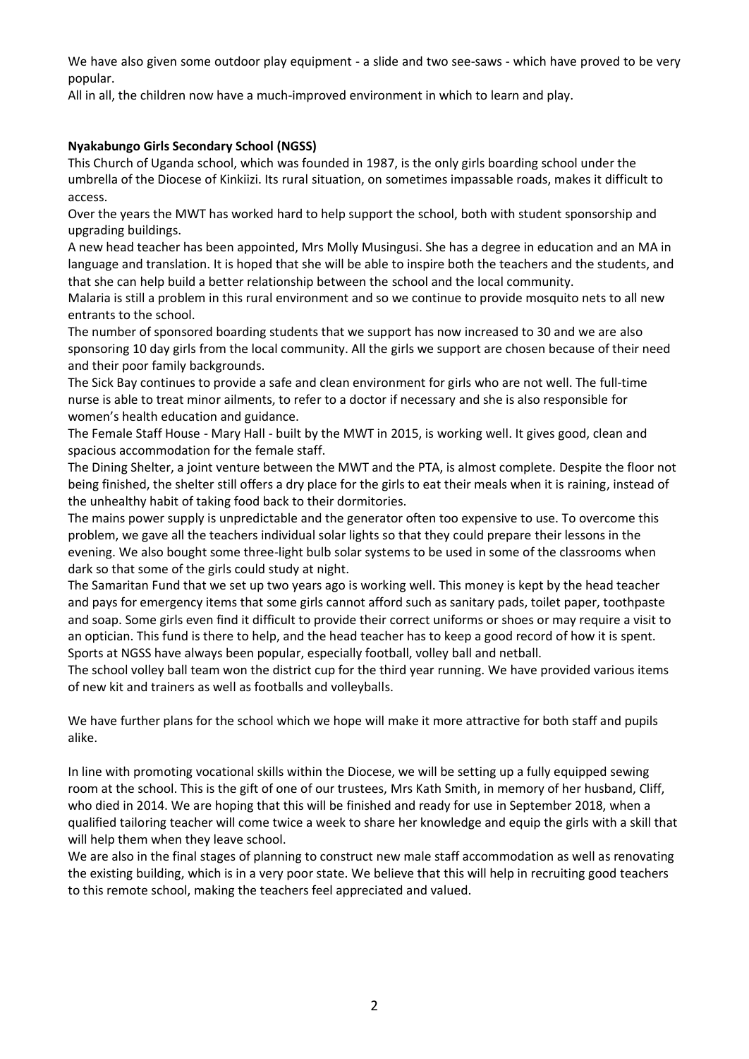We have also given some outdoor play equipment - a slide and two see-saws - which have proved to be very popular.

All in all, the children now have a much-improved environment in which to learn and play.

**Nyakabungo Girls Secondary School (NGSS)**

This Church of Uganda school, which was founded in 1987, is the only girls boarding school under the umbrella of the Diocese of Kinkiizi. Its rural situation, on sometimes impassable roads, makes it difficult to access.

Over the years the MWT has worked hard to help support the school, both with student sponsorship and upgrading buildings.

A new head teacher has been appointed, Mrs Molly Musingusi. She has a degree in education and an MA in language and translation. It is hoped that she will be able to inspire both the teachers and the students, and that she can help build a better relationship between the school and the local community.

Malaria is still a problem in this rural environment and so we continue to provide mosquito nets to all new entrants to the school.

The number of sponsored boarding students that we support has now increased to 30 and we are also sponsoring 10 day girls from the local community. All the girls we support are chosen because of their need and their poor family backgrounds.

The Sick Bay continues to provide a safe and clean environment for girls who are not well. The full-time nurse is able to treat minor ailments, to refer to a doctor if necessary and she is also responsible for women's health education and guidance.

The Female Staff House - Mary Hall - built by the MWT in 2015, is working well. It gives good, clean and spacious accommodation for the female staff.

The Dining Shelter, a joint venture between the MWT and the PTA, is almost complete. Despite the floor not being finished, the shelter still offers a dry place for the girls to eat their meals when it is raining, instead of the unhealthy habit of taking food back to their dormitories.

The mains power supply is unpredictable and the generator often too expensive to use. To overcome this problem, we gave all the teachers individual solar lights so that they could prepare their lessons in the evening. We also bought some three-light bulb solar systems to be used in some of the classrooms when dark so that some of the girls could study at night.

The Samaritan Fund that we set up two years ago is working well. This money is kept by the head teacher and pays for emergency items that some girls cannot afford such as sanitary pads, toilet paper, toothpaste and soap. Some girls even find it difficult to provide their correct uniforms or shoes or may require a visit to an optician. This fund is there to help, and the head teacher has to keep a good record of how it is spent.

Sports at NGSS have always been popular, especially football, volley ball and netball.

The school volley ball team won the district cup for the third year running. We have provided various items of new kit and trainers as well as footballs and volleyballs.

We have further plans for the school which we hope will make it more attractive for both staff and pupils alike.

In line with promoting vocational skills within the Diocese, we will be setting up a fully equipped sewing room at the school. This is the gift of one of our trustees, Mrs Kath Smith, in memory of her husband, Cliff, who died in 2014. We are hoping that this will be finished and ready for use in September 2018, when a qualified tailoring teacher will come twice a week to share her knowledge and equip the girls with a skill that will help them when they leave school.

We are also in the final stages of planning to construct new male staff accommodation as well as renovating the existing building, which is in a very poor state. We believe that this will help in recruiting good teachers to this remote school, making the teachers feel appreciated and valued.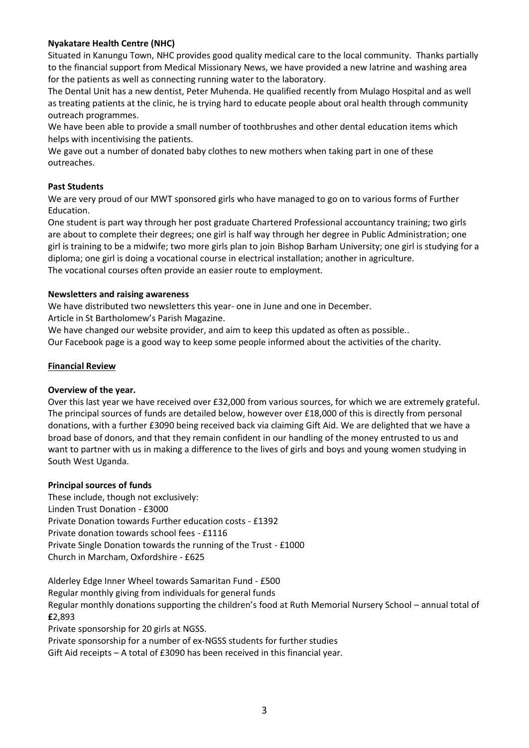**Nyakatare Health Centre (NHC)**

Situated in Kanungu Town, NHC provides good quality medical care to the local community. Thanks partially to the financial support from Medical Missionary News, we have provided a new latrine and washing area for the patients as well as connecting running water to the laboratory.

The Dental Unit has a new dentist, Peter Muhenda. He qualified recently from Mulago Hospital and as well as treating patients at the clinic, he is trying hard to educate people about oral health through community outreach programmes.

We have been able to provide a small number of toothbrushes and other dental education items which helps with incentivising the patients.

We gave out a number of donated baby clothes to new mothers when taking part in one of these outreaches.

**Past Students**

We are very proud of our MWT sponsored girls who have managed to go on to various forms of Further Education.

One student is part way through her post graduate Chartered Professional accountancy training; two girls are about to complete their degrees; one girl is half way through her degree in Public Administration; one girl is training to be a midwife; two more girls plan to join Bishop Barham University; one girl is studying for a diploma; one girl is doing a vocational course in electrical installation; another in agriculture.

The vocational courses often provide an easier route to employment.

**Newsletters and raising awareness**

We have distributed two newsletters this year- one in June and one in December.

Article in St Bartholomew's Parish Magazine.

We have changed our website provider, and aim to keep this updated as often as possible..

Our Facebook page is a good way to keep some people informed about the activities of the charity.

## Financial Review

**Overview of the year.**

Over this last year we have received over £32,000 from various sources, for which we are extremely grateful. The principal sources of funds are detailed below, however over £18,000 of this is directly from personal donations, with a further £3090 being received back via claiming Gift Aid. We are delighted that we have a broad base of donors, and that they remain confident in our handling of the money entrusted to us and want to partner with us in making a difference to the lives of girls and boys and young women studying in South West Uganda.

**Principal sources of funds**

These include, though not exclusively:

Linden Trust Donation - £3000

Private Donation towards Further education costs - £1392

Private donation towards school fees - £1116

Private Single Donation towards the running of the Trust - £1000

Church in Marcham, Oxfordshire - £625

Alderley Edge Inner Wheel towards Samaritan Fund - £500

Regular monthly giving from individuals for general funds

Regular monthly donations supporting the children's food at Ruth Memorial Nursery School – annual total of **£**2,893

Private sponsorship for 20 girls at NGSS.

Private sponsorship for a number of ex-NGSS students for further studies

Gift Aid receipts – A total of £3090 has been received in this financial year.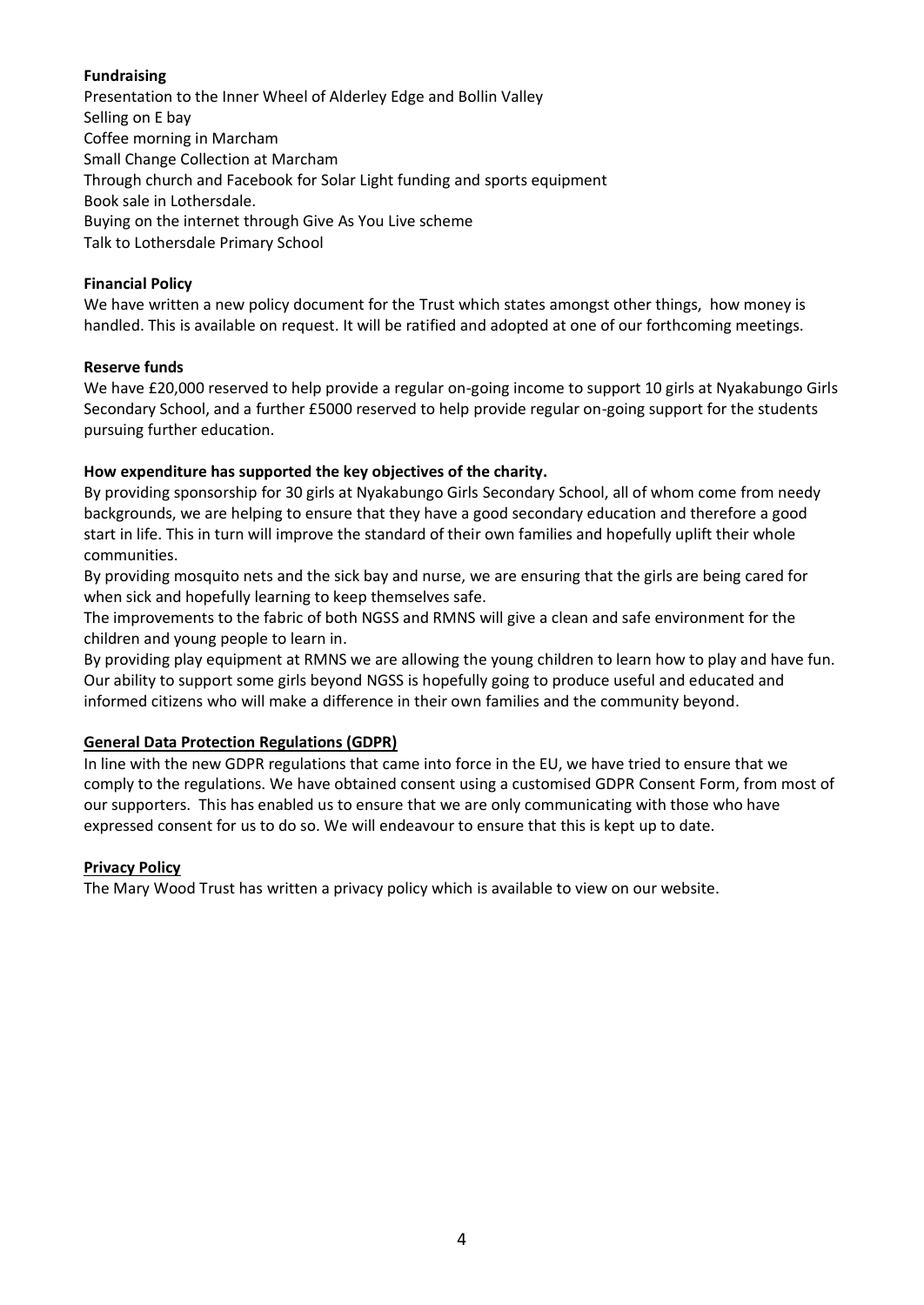**Fundraising**

Presentation to the Inner Wheel of Alderley Edge and Bollin Valley
Selling on E bay
Coffee morning in Marcham
Small Change Collection at Marcham
Through church and Facebook for Solar Light funding and sports equipment
Book sale in Lothersdale.
Buying on the internet through Give As You Live scheme
Talk to Lothersdale Primary School

**Financial Policy**

We have written a new policy document for the Trust which states amongst other things, how money is handled. This is available on request. It will be ratified and adopted at one of our forthcoming meetings.

**Reserve funds**

We have £20,000 reserved to help provide a regular on-going income to support 10 girls at Nyakabungo Girls Secondary School, and a further £5000 reserved to help provide regular on-going support for the students pursuing further education.

**How expenditure has supported the key objectives of the charity.**

By providing sponsorship for 30 girls at Nyakabungo Girls Secondary School, all of whom come from needy backgrounds, we are helping to ensure that they have a good secondary education and therefore a good start in life. This in turn will improve the standard of their own families and hopefully uplift their whole communities.

By providing mosquito nets and the sick bay and nurse, we are ensuring that the girls are being cared for when sick and hopefully learning to keep themselves safe.

The improvements to the fabric of both NGSS and RMNS will give a clean and safe environment for the children and young people to learn in.

By providing play equipment at RMNS we are allowing the young children to learn how to play and have fun.

Our ability to support some girls beyond NGSS is hopefully going to produce useful and educated and informed citizens who will make a difference in their own families and the community beyond.

**General Data Protection Regulations (GDPR)**

In line with the new GDPR regulations that came into force in the EU, we have tried to ensure that we comply to the regulations. We have obtained consent using a customised GDPR Consent Form, from most of our supporters. This has enabled us to ensure that we are only communicating with those who have expressed consent for us to do so. We will endeavour to ensure that this is kept up to date.

**Privacy Policy**

The Mary Wood Trust has written a privacy policy which is available to view on our website.